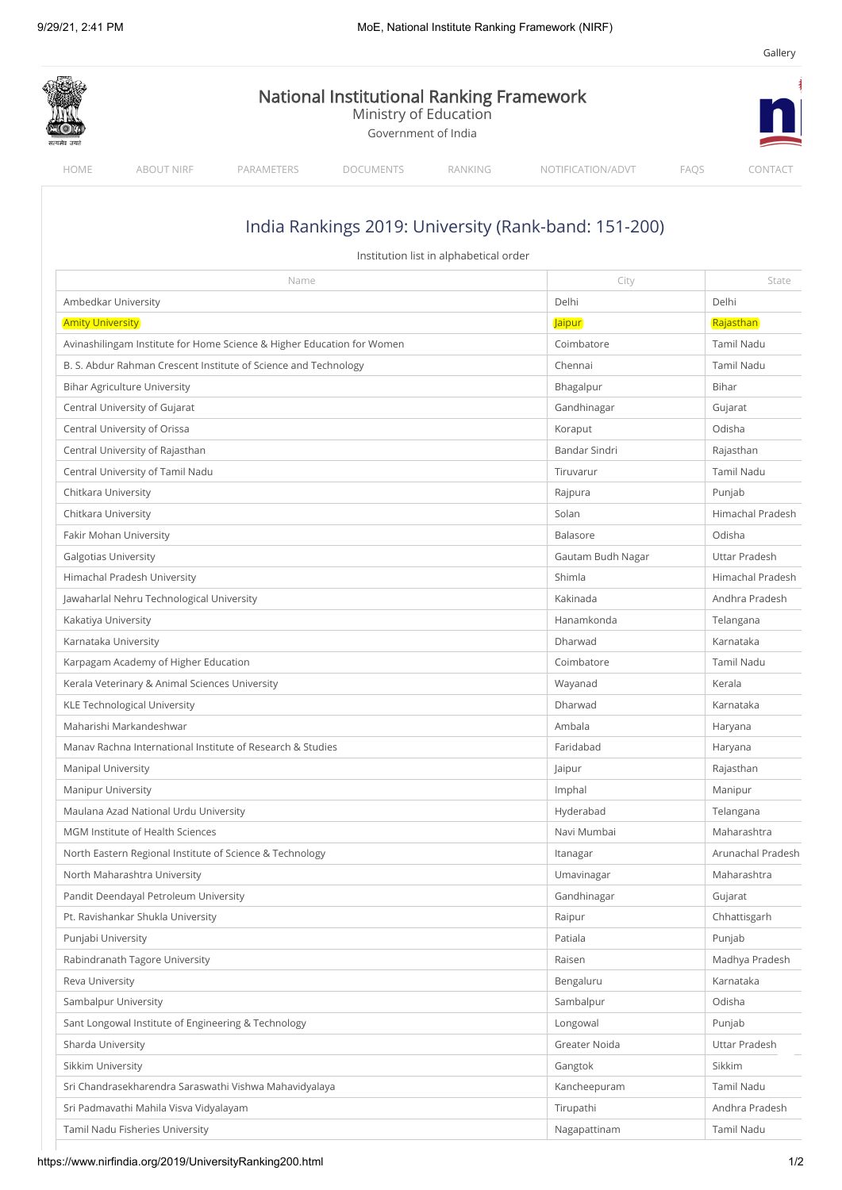Gallery

# National Institutional Ranking Framework

Ministry of Education

Government of India

HOME ABOUT NIRF PARAMETERS DOCUMENTS RANKING NOTIFICATION/ADVT FAQS CONTACT

## India Rankings 2019: University (Rank-band: 151-200)

Institution list in alphabetical order

| Name | City | State |
|---|---|---|
| Ambedkar University | Delhi | Delhi |
| Amity University | Jaipur | Rajasthan |
| Avinashilingam Institute for Home Science & Higher Education for Women | Coimbatore | Tamil Nadu |
| B. S. Abdur Rahman Crescent Institute of Science and Technology | Chennai | Tamil Nadu |
| Bihar Agriculture University | Bhagalpur | Bihar |
| Central University of Gujarat | Gandhinagar | Gujarat |
| Central University of Orissa | Koraput | Odisha |
| Central University of Rajasthan | Bandar Sindri | Rajasthan |
| Central University of Tamil Nadu | Tiruvarur | Tamil Nadu |
| Chitkara University | Rajpura | Punjab |
| Chitkara University | Solan | Himachal Pradesh |
| Fakir Mohan University | Balasore | Odisha |
| Galgotias University | Gautam Budh Nagar | Uttar Pradesh |
| Himachal Pradesh University | Shimla | Himachal Pradesh |
| Jawaharlal Nehru Technological University | Kakinada | Andhra Pradesh |
| Kakatiya University | Hanamkonda | Telangana |
| Karnataka University | Dharwad | Karnataka |
| Karpagam Academy of Higher Education | Coimbatore | Tamil Nadu |
| Kerala Veterinary & Animal Sciences University | Wayanad | Kerala |
| KLE Technological University | Dharwad | Karnataka |
| Maharishi Markandeshwar | Ambala | Haryana |
| Manav Rachna International Institute of Research & Studies | Faridabad | Haryana |
| Manipal University | Jaipur | Rajasthan |
| Manipur University | Imphal | Manipur |
| Maulana Azad National Urdu University | Hyderabad | Telangana |
| MGM Institute of Health Sciences | Navi Mumbai | Maharashtra |
| North Eastern Regional Institute of Science & Technology | Itanagar | Arunachal Pradesh |
| North Maharashtra University | Umavinagar | Maharashtra |
| Pandit Deendayal Petroleum University | Gandhinagar | Gujarat |
| Pt. Ravishankar Shukla University | Raipur | Chhattisgarh |
| Punjabi University | Patiala | Punjab |
| Rabindranath Tagore University | Raisen | Madhya Pradesh |
| Reva University | Bengaluru | Karnataka |
| Sambalpur University | Sambalpur | Odisha |
| Sant Longowal Institute of Engineering & Technology | Longowal | Punjab |
| Sharda University | Greater Noida | Uttar Pradesh |
| Sikkim University | Gangtok | Sikkim |
| Sri Chandrasekharendra Saraswathi Vishwa Mahavidyalaya | Kancheepuram | Tamil Nadu |
| Sri Padmavathi Mahila Visva Vidyalayam | Tirupathi | Andhra Pradesh |
| Tamil Nadu Fisheries University | Nagapattinam | Tamil Nadu |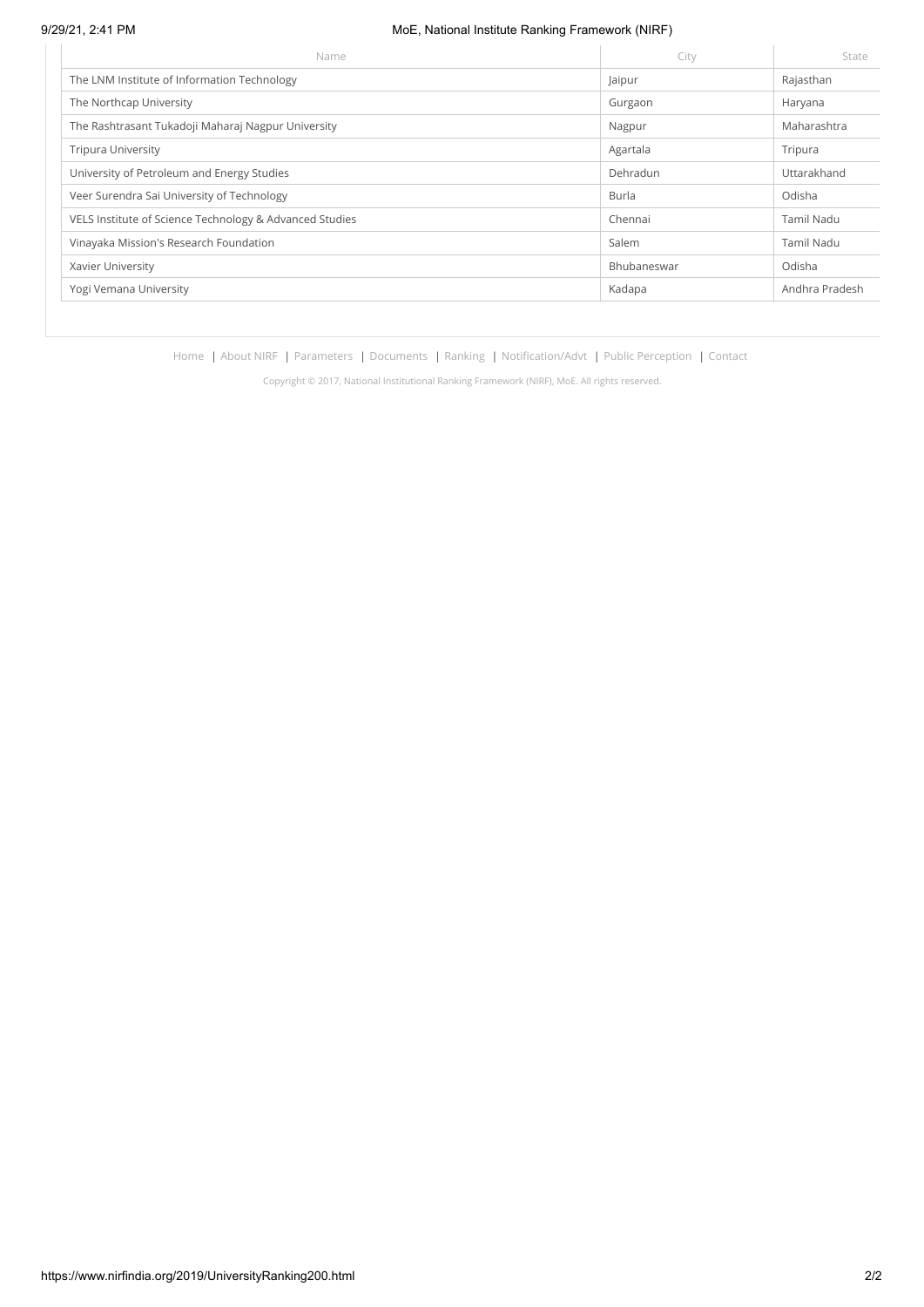| Name | City | State |
|---|---|---|
| The LNM Institute of Information Technology | Jaipur | Rajasthan |
| The Northcap University | Gurgaon | Haryana |
| The Rashtrasant Tukadoji Maharaj Nagpur University | Nagpur | Maharashtra |
| Tripura University | Agartala | Tripura |
| University of Petroleum and Energy Studies | Dehradun | Uttarakhand |
| Veer Surendra Sai University of Technology | Burla | Odisha |
| VELS Institute of Science Technology & Advanced Studies | Chennai | Tamil Nadu |
| Vinayaka Mission's Research Foundation | Salem | Tamil Nadu |
| Xavier University | Bhubaneswar | Odisha |
| Yogi Vemana University | Kadapa | Andhra Pradesh |

Home | About NIRF | Parameters | Documents | Ranking | Notification/Advt | Public Perception | Contact

Copyright © 2017, National Institutional Ranking Framework (NIRF), MoE. All rights reserved.